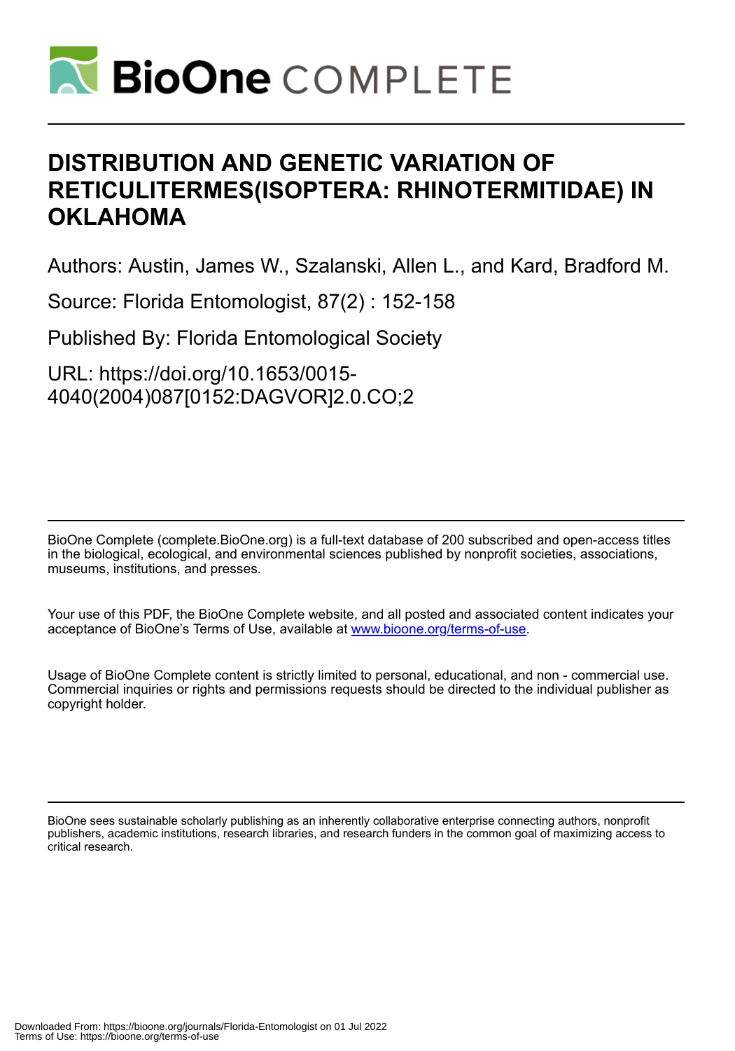# DISTRIBUTION AND GENETIC VARIATION OF RETICULITERMES(ISOPTERA: RHINOTERMITIDAE) IN OKLAHOMA

Authors: Austin, James W., Szalanski, Allen L., and Kard, Bradford M.

Source: Florida Entomologist, 87(2) : 152-158

Published By: Florida Entomological Society

URL: https://doi.org/10.1653/0015-4040(2004)087[0152:DAGVOR]2.0.CO;2

BioOne Complete (complete.BioOne.org) is a full-text database of 200 subscribed and open-access titles in the biological, ecological, and environmental sciences published by nonprofit societies, associations, museums, institutions, and presses.

Your use of this PDF, the BioOne Complete website, and all posted and associated content indicates your acceptance of BioOne's Terms of Use, available at www.bioone.org/terms-of-use.

Usage of BioOne Complete content is strictly limited to personal, educational, and non - commercial use. Commercial inquiries or rights and permissions requests should be directed to the individual publisher as copyright holder.

BioOne sees sustainable scholarly publishing as an inherently collaborative enterprise connecting authors, nonprofit publishers, academic institutions, research libraries, and research funders in the common goal of maximizing access to critical research.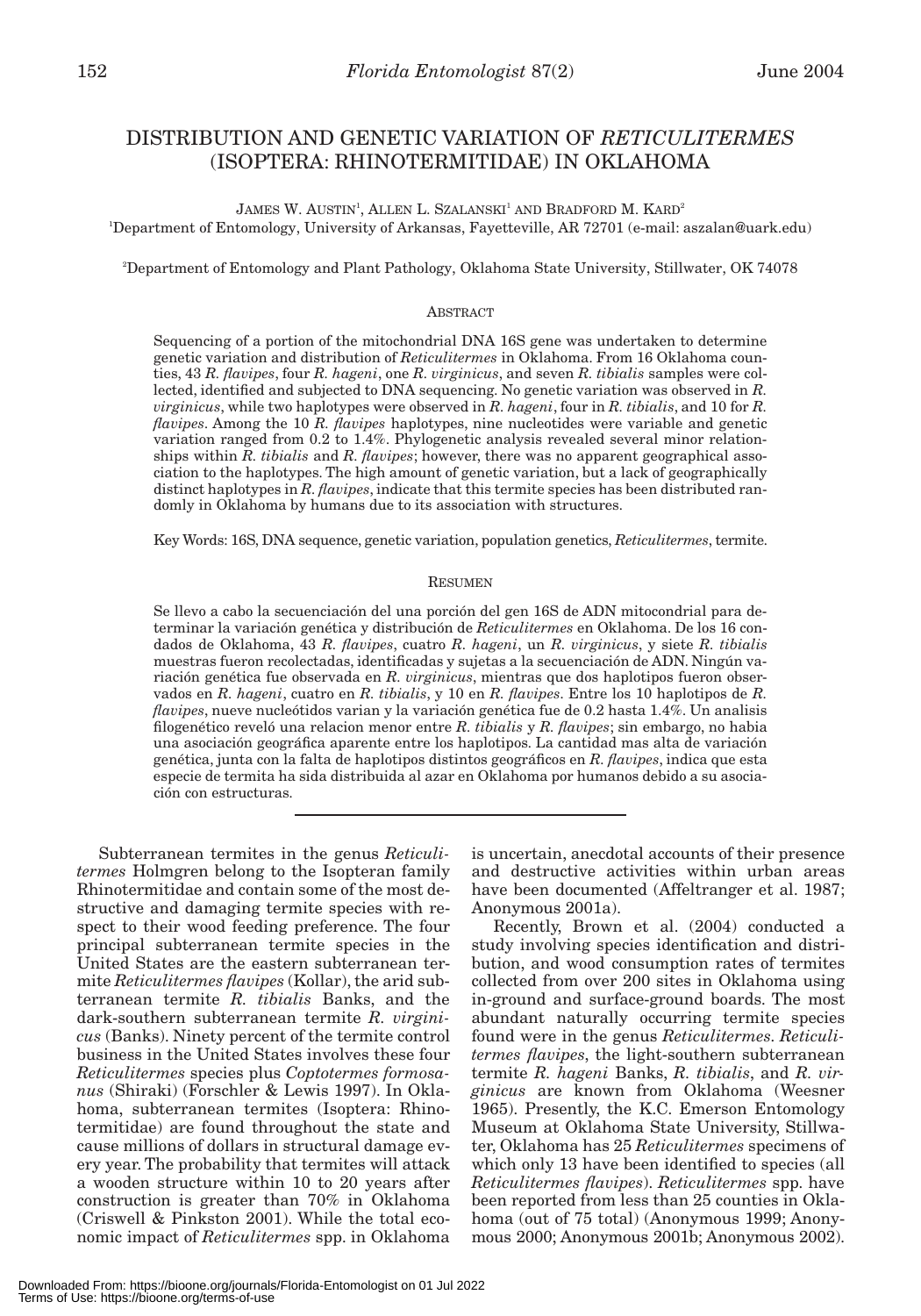# DISTRIBUTION AND GENETIC VARIATION OF *RETICULITERMES* (ISOPTERA: RHINOTERMITIDAE) IN OKLAHOMA

James W. Austin[1], Allen L. Szalanski[1] and Bradford M. Kard[2]

[1]Department of Entomology, University of Arkansas, Fayetteville, AR 72701 (e-mail: aszalan@uark.edu)

[2]Department of Entomology and Plant Pathology, Oklahoma State University, Stillwater, OK 74078

## Abstract

Sequencing of a portion of the mitochondrial DNA 16S gene was undertaken to determine genetic variation and distribution of *Reticulitermes* in Oklahoma. From 16 Oklahoma counties, 43 *R. flavipes*, four *R. hageni*, one *R. virginicus*, and seven *R. tibialis* samples were collected, identified and subjected to DNA sequencing. No genetic variation was observed in *R. virginicus*, while two haplotypes were observed in *R. hageni*, four in *R. tibialis*, and 10 for *R. flavipes*. Among the 10 *R. flavipes* haplotypes, nine nucleotides were variable and genetic variation ranged from 0.2 to 1.4%. Phylogenetic analysis revealed several minor relationships within *R. tibialis* and *R. flavipes*; however, there was no apparent geographical association to the haplotypes. The high amount of genetic variation, but a lack of geographically distinct haplotypes in *R. flavipes*, indicate that this termite species has been distributed randomly in Oklahoma by humans due to its association with structures.

Key Words: 16S, DNA sequence, genetic variation, population genetics, *Reticulitermes*, termite.

## Resumen

Se llevo a cabo la secuenciación del una porción del gen 16S de ADN mitocondrial para determinar la variación genética y distribución de *Reticulitermes* en Oklahoma. De los 16 condados de Oklahoma, 43 *R. flavipes*, cuatro *R. hageni*, un *R. virginicus*, y siete *R. tibialis* muestras fueron recolectadas, identificadas y sujetas a la secuenciación de ADN. Ningún variación genética fue observada en *R. virginicus*, mientras que dos haplotipos fueron observados en *R. hageni*, cuatro en *R. tibialis*, y 10 en *R. flavipes*. Entre los 10 haplotipos de *R. flavipes*, nueve nucleótidos varian y la variación genética fue de 0.2 hasta 1.4%. Un analisis filogenético reveló una relacion menor entre *R. tibialis* y *R. flavipes*; sin embargo, no habia una asociación geográfica aparente entre los haplotipos. La cantidad mas alta de variación genética, junta con la falta de haplotipos distintos geográficos en *R. flavipes*, indica que esta especie de termita ha sida distribuida al azar en Oklahoma por humanos debido a su asociación con estructuras.

---

Subterranean termites in the genus *Reticulitermes* Holmgren belong to the Isopteran family Rhinotermitidae and contain some of the most destructive and damaging termite species with respect to their wood feeding preference. The four principal subterranean termite species in the United States are the eastern subterranean termite *Reticulitermes flavipes* (Kollar), the arid subterranean termite *R. tibialis* Banks, and the dark-southern subterranean termite *R. virginicus* (Banks). Ninety percent of the termite control business in the United States involves these four *Reticulitermes* species plus *Coptotermes formosanus* (Shiraki) (Forschler & Lewis 1997). In Oklahoma, subterranean termites (Isoptera: Rhinotermitidae) are found throughout the state and cause millions of dollars in structural damage every year. The probability that termites will attack a wooden structure within 10 to 20 years after construction is greater than 70% in Oklahoma (Criswell & Pinkston 2001). While the total economic impact of *Reticulitermes* spp. in Oklahoma is uncertain, anecdotal accounts of their presence and destructive activities within urban areas have been documented (Affeltranger et al. 1987; Anonymous 2001a).

Recently, Brown et al. (2004) conducted a study involving species identification and distribution, and wood consumption rates of termites collected from over 200 sites in Oklahoma using in-ground and surface-ground boards. The most abundant naturally occurring termite species found were in the genus *Reticulitermes*. *Reticulitermes flavipes*, the light-southern subterranean termite *R. hageni* Banks, *R. tibialis*, and *R. virginicus* are known from Oklahoma (Weesner 1965). Presently, the K.C. Emerson Entomology Museum at Oklahoma State University, Stillwater, Oklahoma has 25 *Reticulitermes* specimens of which only 13 have been identified to species (all *Reticulitermes flavipes*). *Reticulitermes* spp. have been reported from less than 25 counties in Oklahoma (out of 75 total) (Anonymous 1999; Anonymous 2000; Anonymous 2001b; Anonymous 2002).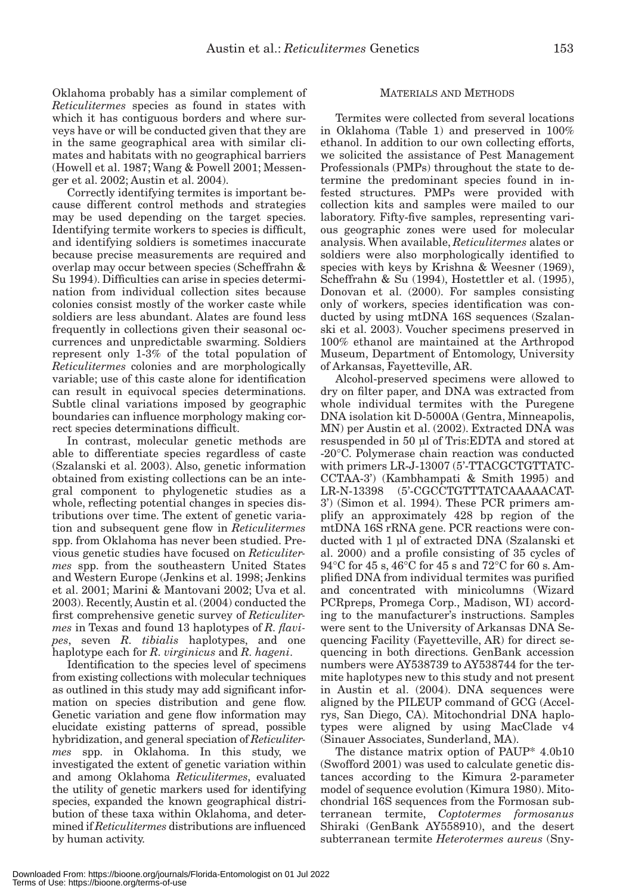Oklahoma probably has a similar complement of *Reticulitermes* species as found in states with which it has contiguous borders and where surveys have or will be conducted given that they are in the same geographical area with similar climates and habitats with no geographical barriers (Howell et al. 1987; Wang & Powell 2001; Messenger et al. 2002; Austin et al. 2004).

Correctly identifying termites is important because different control methods and strategies may be used depending on the target species. Identifying termite workers to species is difficult, and identifying soldiers is sometimes inaccurate because precise measurements are required and overlap may occur between species (Scheffrahn & Su 1994). Difficulties can arise in species determination from individual collection sites because colonies consist mostly of the worker caste while soldiers are less abundant. Alates are found less frequently in collections given their seasonal occurrences and unpredictable swarming. Soldiers represent only 1-3% of the total population of *Reticulitermes* colonies and are morphologically variable; use of this caste alone for identification can result in equivocal species determinations. Subtle clinal variations imposed by geographic boundaries can influence morphology making correct species determinations difficult.

In contrast, molecular genetic methods are able to differentiate species regardless of caste (Szalanski et al. 2003). Also, genetic information obtained from existing collections can be an integral component to phylogenetic studies as a whole, reflecting potential changes in species distributions over time. The extent of genetic variation and subsequent gene flow in *Reticulitermes* spp. from Oklahoma has never been studied. Previous genetic studies have focused on *Reticulitermes* spp. from the southeastern United States and Western Europe (Jenkins et al. 1998; Jenkins et al. 2001; Marini & Mantovani 2002; Uva et al. 2003). Recently, Austin et al. (2004) conducted the first comprehensive genetic survey of *Reticulitermes* in Texas and found 13 haplotypes of *R. flavipes*, seven *R. tibialis* haplotypes, and one haplotype each for *R. virginicus* and *R. hageni*.

Identification to the species level of specimens from existing collections with molecular techniques as outlined in this study may add significant information on species distribution and gene flow. Genetic variation and gene flow information may elucidate existing patterns of spread, possible hybridization, and general speciation of *Reticulitermes* spp. in Oklahoma. In this study, we investigated the extent of genetic variation within and among Oklahoma *Reticulitermes*, evaluated the utility of genetic markers used for identifying species, expanded the known geographical distribution of these taxa within Oklahoma, and determined if *Reticulitermes* distributions are influenced by human activity.

## MATERIALS AND METHODS

Termites were collected from several locations in Oklahoma (Table 1) and preserved in 100% ethanol. In addition to our own collecting efforts, we solicited the assistance of Pest Management Professionals (PMPs) throughout the state to determine the predominant species found in infested structures. PMPs were provided with collection kits and samples were mailed to our laboratory. Fifty-five samples, representing various geographic zones were used for molecular analysis. When available, *Reticulitermes* alates or soldiers were also morphologically identified to species with keys by Krishna & Weesner (1969), Scheffrahn & Su (1994), Hostettler et al. (1995), Donovan et al. (2000). For samples consisting only of workers, species identification was conducted by using mtDNA 16S sequences (Szalanski et al. 2003). Voucher specimens preserved in 100% ethanol are maintained at the Arthropod Museum, Department of Entomology, University of Arkansas, Fayetteville, AR.

Alcohol-preserved specimens were allowed to dry on filter paper, and DNA was extracted from whole individual termites with the Puregene DNA isolation kit D-5000A (Gentra, Minneapolis, MN) per Austin et al. (2002). Extracted DNA was resuspended in 50 µl of Tris:EDTA and stored at -20°C. Polymerase chain reaction was conducted with primers LR-J-13007 (5'-TTACGCTGTTATCCCTAA-3') (Kambhampati & Smith 1995) and LR-N-13398 (5'-CGCCTGTTTATCAAAAACAT-3') (Simon et al. 1994). These PCR primers amplify an approximately 428 bp region of the mtDNA 16S rRNA gene. PCR reactions were conducted with 1 µl of extracted DNA (Szalanski et al. 2000) and a profile consisting of 35 cycles of 94°C for 45 s, 46°C for 45 s and 72°C for 60 s. Amplified DNA from individual termites was purified and concentrated with minicolumns (Wizard PCRpreps, Promega Corp., Madison, WI) according to the manufacturer's instructions. Samples were sent to the University of Arkansas DNA Sequencing Facility (Fayetteville, AR) for direct sequencing in both directions. GenBank accession numbers were AY538739 to AY538744 for the termite haplotypes new to this study and not present in Austin et al. (2004). DNA sequences were aligned by the PILEUP command of GCG (Accelrys, San Diego, CA). Mitochondrial DNA haplotypes were aligned by using MacClade v4 (Sinauer Associates, Sunderland, MA).

The distance matrix option of PAUP* 4.0b10 (Swofford 2001) was used to calculate genetic distances according to the Kimura 2-parameter model of sequence evolution (Kimura 1980). Mitochondrial 16S sequences from the Formosan subterranean termite, *Coptotermes formosanus* Shiraki (GenBank AY558910), and the desert subterranean termite *Heterotermes aureus* (Sny-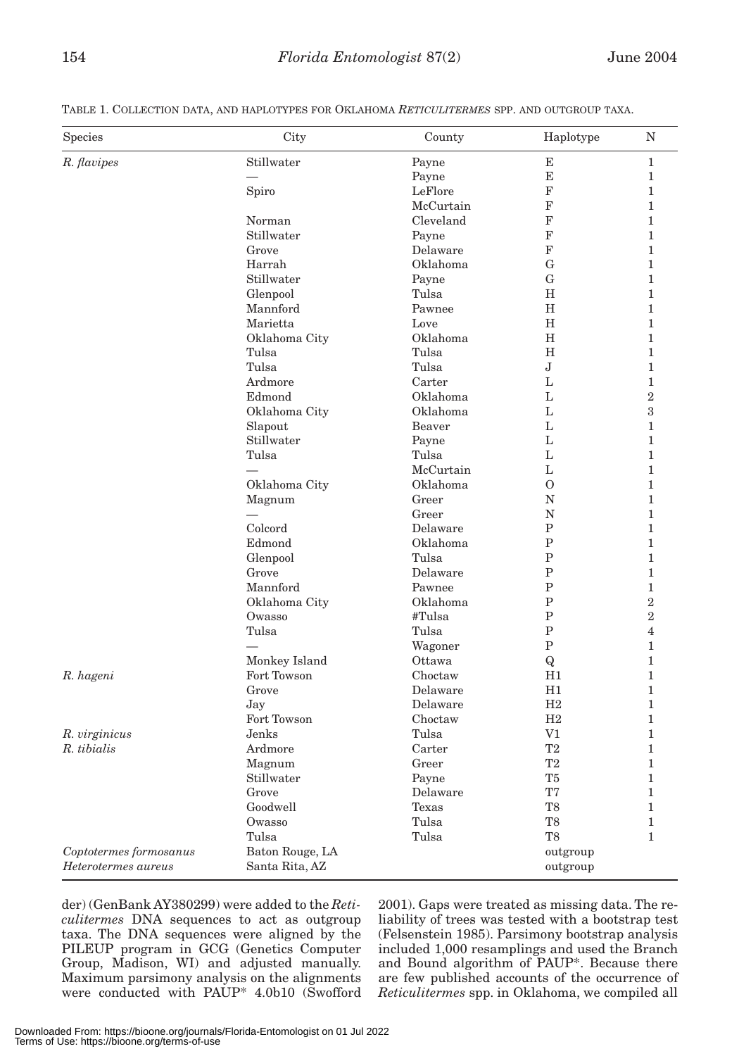TABLE 1. COLLECTION DATA, AND HAPLOTYPES FOR OKLAHOMA *RETICULITERMES* SPP. AND OUTGROUP TAXA.

| Species | City | County | Haplotype | N |
|---|---|---|---|---|
| *R. flavipes* | Stillwater | Payne | E | 1 |
| | — | Payne | E | 1 |
| | Spiro | LeFlore | F | 1 |
| | | McCurtain | F | 1 |
| | Norman | Cleveland | F | 1 |
| | Stillwater | Payne | F | 1 |
| | Grove | Delaware | F | 1 |
| | Harrah | Oklahoma | G | 1 |
| | Stillwater | Payne | G | 1 |
| | Glenpool | Tulsa | H | 1 |
| | Mannford | Pawnee | H | 1 |
| | Marietta | Love | H | 1 |
| | Oklahoma City | Oklahoma | H | 1 |
| | Tulsa | Tulsa | H | 1 |
| | Tulsa | Tulsa | J | 1 |
| | Ardmore | Carter | L | 1 |
| | Edmond | Oklahoma | L | 2 |
| | Oklahoma City | Oklahoma | L | 3 |
| | Slapout | Beaver | L | 1 |
| | Stillwater | Payne | L | 1 |
| | Tulsa | Tulsa | L | 1 |
| | — | McCurtain | L | 1 |
| | Oklahoma City | Oklahoma | O | 1 |
| | Magnum | Greer | N | 1 |
| | — | Greer | N | 1 |
| | Colcord | Delaware | P | 1 |
| | Edmond | Oklahoma | P | 1 |
| | Glenpool | Tulsa | P | 1 |
| | Grove | Delaware | P | 1 |
| | Mannford | Pawnee | P | 1 |
| | Oklahoma City | Oklahoma | P | 2 |
| | Owasso | #Tulsa | P | 2 |
| | Tulsa | Tulsa | P | 4 |
| | — | Wagoner | P | 1 |
| | Monkey Island | Ottawa | Q | 1 |
| *R. hageni* | Fort Towson | Choctaw | H1 | 1 |
| | Grove | Delaware | H1 | 1 |
| | Jay | Delaware | H2 | 1 |
| | Fort Towson | Choctaw | H2 | 1 |
| *R. virginicus* | Jenks | Tulsa | V1 | 1 |
| *R. tibialis* | Ardmore | Carter | T2 | 1 |
| | Magnum | Greer | T2 | 1 |
| | Stillwater | Payne | T5 | 1 |
| | Grove | Delaware | T7 | 1 |
| | Goodwell | Texas | T8 | 1 |
| | Owasso | Tulsa | T8 | 1 |
| | Tulsa | Tulsa | T8 | 1 |
| *Coptotermes formosanus* | Baton Rouge, LA | | outgroup | |
| *Heterotermes aureus* | Santa Rita, AZ | | outgroup | |

der) (GenBank AY380299) were added to the *Reticulitermes* DNA sequences to act as outgroup taxa. The DNA sequences were aligned by the PILEUP program in GCG (Genetics Computer Group, Madison, WI) and adjusted manually. Maximum parsimony analysis on the alignments were conducted with PAUP* 4.0b10 (Swofford 2001). Gaps were treated as missing data. The reliability of trees was tested with a bootstrap test (Felsenstein 1985). Parsimony bootstrap analysis included 1,000 resamplings and used the Branch and Bound algorithm of PAUP*. Because there are few published accounts of the occurrence of *Reticulitermes* spp. in Oklahoma, we compiled all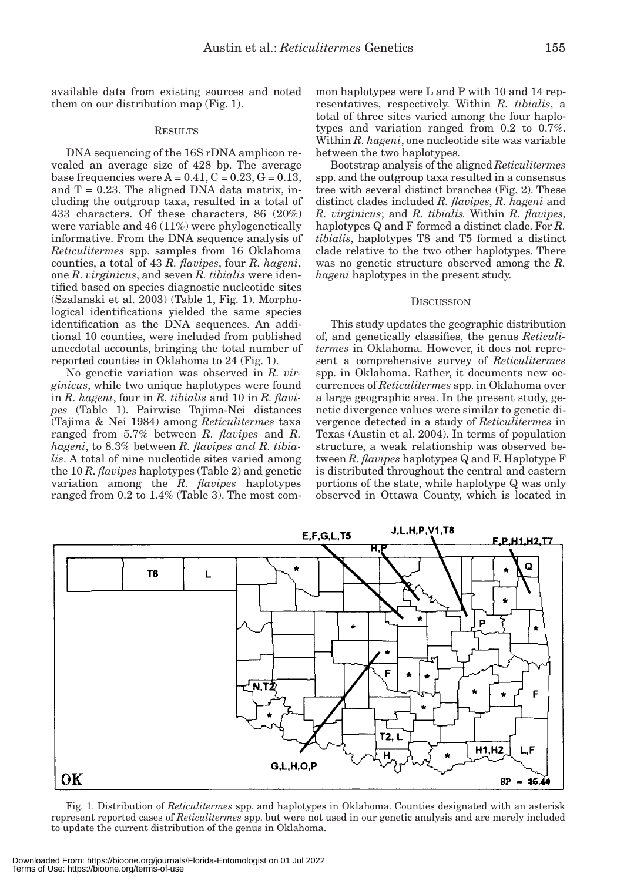available data from existing sources and noted them on our distribution map (Fig. 1).

## RESULTS

DNA sequencing of the 16S rDNA amplicon revealed an average size of 428 bp. The average base frequencies were A = 0.41, C = 0.23, G = 0.13, and T = 0.23. The aligned DNA data matrix, including the outgroup taxa, resulted in a total of 433 characters. Of these characters, 86 (20%) were variable and 46 (11%) were phylogenetically informative. From the DNA sequence analysis of *Reticulitermes* spp. samples from 16 Oklahoma counties, a total of 43 *R. flavipes*, four *R. hageni*, one *R. virginicus*, and seven *R. tibialis* were identified based on species diagnostic nucleotide sites (Szalanski et al. 2003) (Table 1, Fig. 1). Morphological identifications yielded the same species identification as the DNA sequences. An additional 10 counties, were included from published anecdotal accounts, bringing the total number of reported counties in Oklahoma to 24 (Fig. 1).

No genetic variation was observed in *R. virginicus*, while two unique haplotypes were found in *R. hageni*, four in *R. tibialis* and 10 in *R. flavipes* (Table 1). Pairwise Tajima-Nei distances (Tajima & Nei 1984) among *Reticulitermes* taxa ranged from 5.7% between *R. flavipes* and *R. hageni*, to 8.3% between *R. flavipes and R. tibialis*. A total of nine nucleotide sites varied among the 10 *R. flavipes* haplotypes (Table 2) and genetic variation among the *R. flavipes* haplotypes ranged from 0.2 to 1.4% (Table 3). The most common haplotypes were L and P with 10 and 14 representatives, respectively. Within *R. tibialis*, a total of three sites varied among the four haplotypes and variation ranged from 0.2 to 0.7%. Within *R. hageni*, one nucleotide site was variable between the two haplotypes.

Bootstrap analysis of the aligned *Reticulitermes* spp. and the outgroup taxa resulted in a consensus tree with several distinct branches (Fig. 2). These distinct clades included *R. flavipes*, *R. hageni* and *R. virginicus*; and *R. tibialis*. Within *R. flavipes*, haplotypes Q and F formed a distinct clade. For *R. tibialis*, haplotypes T8 and T5 formed a distinct clade relative to the two other haplotypes. There was no genetic structure observed among the *R. hageni* haplotypes in the present study.

## DISCUSSION

This study updates the geographic distribution of, and genetically classifies, the genus *Reticulitermes* in Oklahoma. However, it does not represent a comprehensive survey of *Reticulitermes* spp. in Oklahoma. Rather, it documents new occurrences of *Reticulitermes* spp. in Oklahoma over a large geographic area. In the present study, genetic divergence values were similar to genetic divergence detected in a study of *Reticulitermes* in Texas (Austin et al. 2004). In terms of population structure, a weak relationship was observed between *R. flavipes* haplotypes Q and F. Haplotype F is distributed throughout the central and eastern portions of the state, while haplotype Q was only observed in Ottawa County, which is located in

Fig. 1. Distribution of *Reticulitermes* spp. and haplotypes in Oklahoma. Counties designated with an asterisk represent reported cases of *Reticulitermes* spp. but were not used in our genetic analysis and are merely included to update the current distribution of the genus in Oklahoma.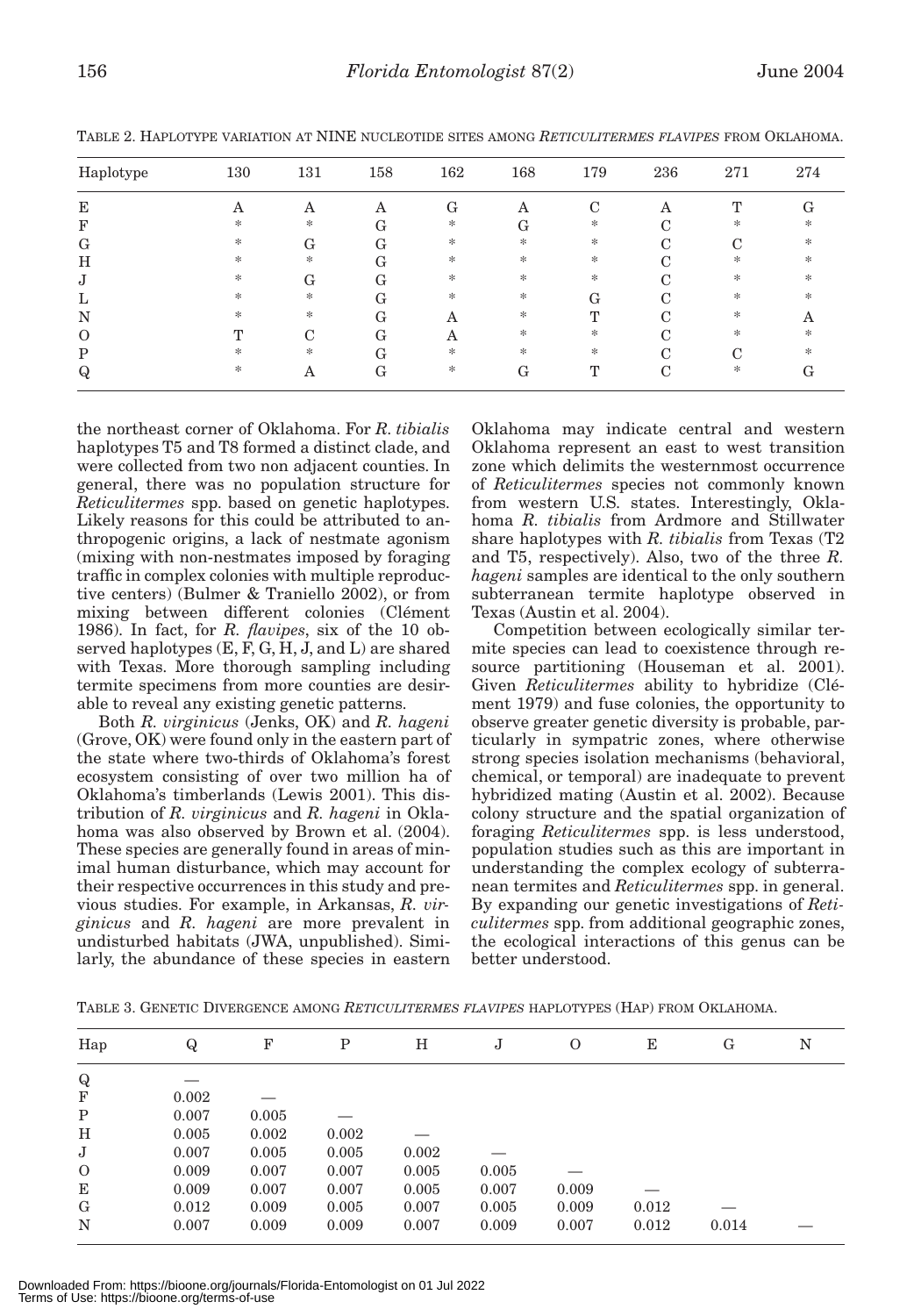TABLE 2. HAPLOTYPE VARIATION AT NINE NUCLEOTIDE SITES AMONG *RETICULITERMES FLAVIPES* FROM OKLAHOMA.

| Haplotype | 130 | 131 | 158 | 162 | 168 | 179 | 236 | 271 | 274 |
|---|---|---|---|---|---|---|---|---|---|
| E | A | A | A | G | A | C | A | T | G |
| F | * | * | G | * | G | * | C | * | * |
| G | * | G | G | * | * | * | C | C | * |
| H | * | * | G | * | * | * | C | * | * |
| J | * | G | G | * | * | * | C | * | * |
| L | * | * | G | * | * | G | C | * | * |
| N | * | * | G | A | * | T | C | * | A |
| O | T | C | G | A | * | * | C | * | * |
| P | * | * | G | * | * | * | C | C | * |
| Q | * | A | G | * | G | T | C | * | G |

the northeast corner of Oklahoma. For *R. tibialis* haplotypes T5 and T8 formed a distinct clade, and were collected from two non adjacent counties. In general, there was no population structure for *Reticulitermes* spp. based on genetic haplotypes. Likely reasons for this could be attributed to anthropogenic origins, a lack of nestmate agonism (mixing with non-nestmates imposed by foraging traffic in complex colonies with multiple reproductive centers) (Bulmer & Traniello 2002), or from mixing between different colonies (Clément 1986). In fact, for *R. flavipes*, six of the 10 observed haplotypes (E, F, G, H, J, and L) are shared with Texas. More thorough sampling including termite specimens from more counties are desirable to reveal any existing genetic patterns.

Both *R. virginicus* (Jenks, OK) and *R. hageni* (Grove, OK) were found only in the eastern part of the state where two-thirds of Oklahoma's forest ecosystem consisting of over two million ha of Oklahoma's timberlands (Lewis 2001). This distribution of *R. virginicus* and *R. hageni* in Oklahoma was also observed by Brown et al. (2004). These species are generally found in areas of minimal human disturbance, which may account for their respective occurrences in this study and previous studies. For example, in Arkansas, *R. virginicus* and *R. hageni* are more prevalent in undisturbed habitats (JWA, unpublished). Similarly, the abundance of these species in eastern Oklahoma may indicate central and western Oklahoma represent an east to west transition zone which delimits the westernmost occurrence of *Reticulitermes* species not commonly known from western U.S. states. Interestingly, Oklahoma *R. tibialis* from Ardmore and Stillwater share haplotypes with *R. tibialis* from Texas (T2 and T5, respectively). Also, two of the three *R. hageni* samples are identical to the only southern subterranean termite haplotype observed in Texas (Austin et al. 2004).

Competition between ecologically similar termite species can lead to coexistence through resource partitioning (Houseman et al. 2001). Given *Reticulitermes* ability to hybridize (Clément 1979) and fuse colonies, the opportunity to observe greater genetic diversity is probable, particularly in sympatric zones, where otherwise strong species isolation mechanisms (behavioral, chemical, or temporal) are inadequate to prevent hybridized mating (Austin et al. 2002). Because colony structure and the spatial organization of foraging *Reticulitermes* spp. is less understood, population studies such as this are important in understanding the complex ecology of subterranean termites and *Reticulitermes* spp. in general. By expanding our genetic investigations of *Reticulitermes* spp. from additional geographic zones, the ecological interactions of this genus can be better understood.

TABLE 3. GENETIC DIVERGENCE AMONG *RETICULITERMES FLAVIPES* HAPLOTYPES (HAP) FROM OKLAHOMA.

| Hap | Q | F | P | H | J | O | E | G | N |
|---|---|---|---|---|---|---|---|---|---|
| Q | — | | | | | | | | |
| F | 0.002 | — | | | | | | | |
| P | 0.007 | 0.005 | — | | | | | | |
| H | 0.005 | 0.002 | 0.002 | — | | | | | |
| J | 0.007 | 0.005 | 0.005 | 0.002 | — | | | | |
| O | 0.009 | 0.007 | 0.007 | 0.005 | 0.005 | — | | | |
| E | 0.009 | 0.007 | 0.007 | 0.005 | 0.007 | 0.009 | — | | |
| G | 0.012 | 0.009 | 0.005 | 0.007 | 0.005 | 0.009 | 0.012 | — | |
| N | 0.007 | 0.009 | 0.009 | 0.007 | 0.009 | 0.007 | 0.012 | 0.014 | — |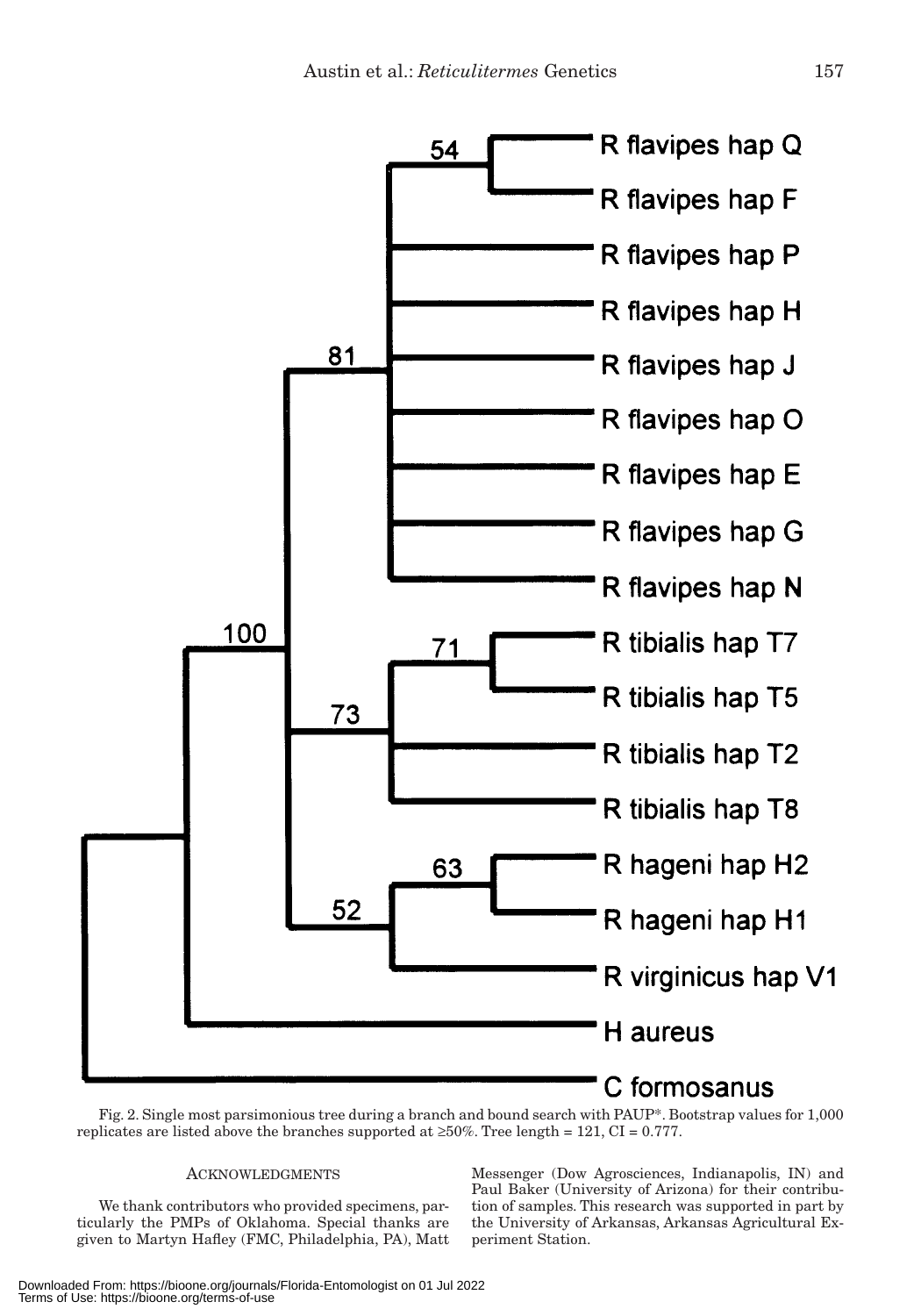Fig. 2. Single most parsimonious tree during a branch and bound search with PAUP*. Bootstrap values for 1,000 replicates are listed above the branches supported at ≥50%. Tree length = 121, CI = 0.777.

## Acknowledgments

We thank contributors who provided specimens, particularly the PMPs of Oklahoma. Special thanks are given to Martyn Hafley (FMC, Philadelphia, PA), Matt Messenger (Dow Agrosciences, Indianapolis, IN) and Paul Baker (University of Arizona) for their contribution of samples. This research was supported in part by the University of Arkansas, Arkansas Agricultural Experiment Station.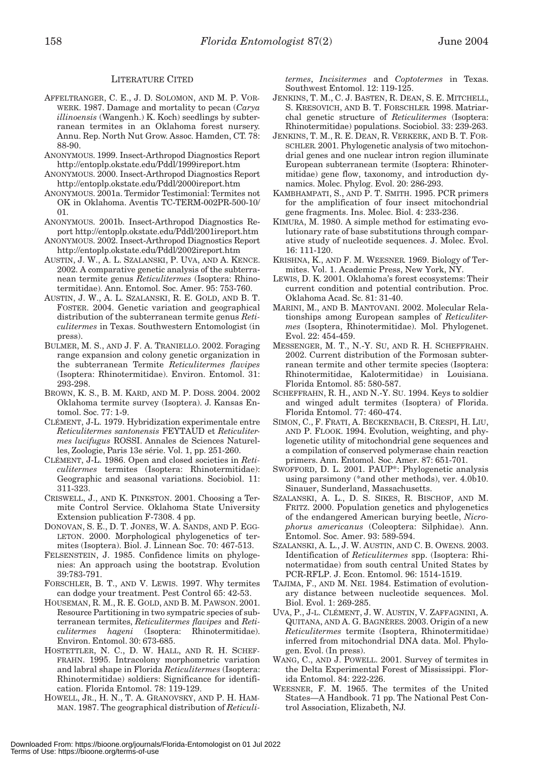## LITERATURE CITED

AFFELTRANGER, C. E., J. D. SOLOMON, AND M. P. VORWERK. 1987. Damage and mortality to pecan (*Carya illinoensis* (Wangenh.) K. Koch) seedlings by subterranean termites in an Oklahoma forest nursery. Annu. Rep. North Nut Grow. Assoc. Hamden, CT. 78: 88-90.

ANONYMOUS. 1999. Insect-Arthropod Diagnostics Report http://entoplp.okstate.edu/Pddl/1999ireport.htm

ANONYMOUS. 2000. Insect-Arthropod Diagnostics Report http://entoplp.okstate.edu/Pddl/2000ireport.htm

ANONYMOUS. 2001a. Termidor Testimonial: Termites not OK in Oklahoma. Aventis TC-TERM-002PR-500-10/01.

ANONYMOUS. 2001b. Insect-Arthropod Diagnostics Report http://entoplp.okstate.edu/Pddl/2001ireport.htm

ANONYMOUS. 2002. Insect-Arthropod Diagnostics Report http://entoplp.okstate.edu/Pddl/2002ireport.htm

AUSTIN, J. W., A. L. SZALANSKI, P. UVA, AND A. KENCE. 2002. A comparative genetic analysis of the subterranean termite genus *Reticulitermes* (Isoptera: Rhinotermitidae). Ann. Entomol. Soc. Amer. 95: 753-760.

AUSTIN, J. W., A. L. SZALANSKI, R. E. GOLD, AND B. T. FOSTER. 2004. Genetic variation and geographical distribution of the subterranean termite genus *Reticulitermes* in Texas. Southwestern Entomologist (in press).

BULMER, M. S., AND J. F. A. TRANIELLO. 2002. Foraging range expansion and colony genetic organization in the subterranean Termite *Reticulitermes flavipes* (Isoptera: Rhinotermitidae). Environ. Entomol. 31: 293-298.

BROWN, K. S., B. M. KARD, AND M. P. DOSS. 2004. 2002 Oklahoma termite survey (Isoptera). J. Kansas Entomol. Soc. 77: 1-9.

CLÉMENT, J-L. 1979. Hybridization experimentale entre *Reticulitermes santonensis* FEYTAUD et *Reticulitermes lucifugus* ROSSI. Annales de Sciences Naturelles, Zoologie, Paris 13e série. Vol. 1, pp. 251-260.

CLÉMENT, J-L. 1986. Open and closed societies in *Reticulitermes* termites (Isoptera: Rhinotermitidae): Geographic and seasonal variations. Sociobiol. 11: 311-323.

CRISWELL, J., AND K. PINKSTON. 2001. Choosing a Termite Control Service. Oklahoma State University Extension publication F-7308. 4 pp.

DONOVAN, S. E., D. T. JONES, W. A. SANDS, AND P. EGGLETON. 2000. Morphological phylogenetics of termites (Isoptera). Biol. J. Linnean Soc. 70: 467-513.

FELSENSTEIN, J. 1985. Confidence limits on phylogenies: An approach using the bootstrap. Evolution 39:783-791.

FORSCHLER, B. T., AND V. LEWIS. 1997. Why termites can dodge your treatment. Pest Control 65: 42-53.

HOUSEMAN, R. M., R. E. GOLD, AND B. M. PAWSON. 2001. Resource Partitioning in two sympatric species of subterranean termites, *Reticulitermes flavipes* and *Reticulitermes hageni* (Isoptera: Rhinotermitidae). Environ. Entomol. 30: 673-685.

HOSTETTLER, N. C., D. W. HALL, AND R. H. SCHEFFRAHN. 1995. Intracolony morphometric variation and labral shape in Florida *Reticulitermes* (Isoptera: Rhinotermitidae) soldiers: Significance for identification. Florida Entomol. 78: 119-129.

HOWELL, JR., H. N., T. A. GRANOVSKY, AND P. H. HAMMAN. 1987. The geographical distribution of *Reticulitermes*, *Incisitermes* and *Coptotermes* in Texas. Southwest Entomol. 12: 119-125.

JENKINS, T. M., C. J. BASTEN, R. DEAN, S. E. MITCHELL, S. KRESOVICH, AND B. T. FORSCHLER. 1998. Matriarchal genetic structure of *Reticulitermes* (Isoptera: Rhinotermitidae) populations. Sociobiol. 33: 239-263.

JENKINS, T. M., R. E. DEAN, R. VERKERK, AND B. T. FORSCHLER. 2001. Phylogenetic analysis of two mitochondrial genes and one nuclear intron region illuminate European subterranean termite (Isoptera: Rhinotermitidae) gene flow, taxonomy, and introduction dynamics. Molec. Phylog. Evol. 20: 286-293.

KAMBHAMPATI, S., AND P. T. SMITH. 1995. PCR primers for the amplification of four insect mitochondrial gene fragments. Ins. Molec. Biol. 4: 233-236.

KIMURA, M. 1980. A simple method for estimating evolutionary rate of base substitutions through comparative study of nucleotide sequences. J. Molec. Evol. 16: 111-120.

KRISHNA, K., AND F. M. WEESNER. 1969. Biology of Termites. Vol. 1. Academic Press, New York, NY.

LEWIS, D. K. 2001. Oklahoma's forest ecosystems: Their current condition and potential contribution. Proc. Oklahoma Acad. Sc. 81: 31-40.

MARINI, M., AND B. MANTOVANI. 2002. Molecular Relationships among European samples of *Reticulitermes* (Isoptera, Rhinotermitidae). Mol. Phylogenet. Evol. 22: 454-459.

MESSENGER, M. T., N.-Y. SU, AND R. H. SCHEFFRAHN. 2002. Current distribution of the Formosan subterranean termite and other termite species (Isoptera: Rhinotermitidae, Kalotermitidae) in Louisiana. Florida Entomol. 85: 580-587.

SCHEFFRAHN, R. H., AND N.-Y. SU. 1994. Keys to soldier and winged adult termites (Isoptera) of Florida. Florida Entomol. 77: 460-474.

SIMON, C., F. FRATI, A. BECKENBACH, B. CRESPI, H. LIU, AND P. FLOOK. 1994. Evolution, weighting, and phylogenetic utility of mitochondrial gene sequences and a compilation of conserved polymerase chain reaction primers. Ann. Entomol. Soc. Amer. 87: 651-701.

SWOFFORD, D. L. 2001. PAUP*: Phylogenetic analysis using parsimony (*and other methods), ver. 4.0b10. Sinauer, Sunderland, Massachusetts.

SZALANSKI, A. L., D. S. SIKES, R. BISCHOF, AND M. FRITZ. 2000. Population genetics and phylogenetics of the endangered American burying beetle, *Nicrophorus americanus* (Coleoptera: Silphidae). Ann. Entomol. Soc. Amer. 93: 589-594.

SZALANSKI, A. L., J. W. AUSTIN, AND C. B. OWENS. 2003. Identification of *Reticulitermes* spp. (Isoptera: Rhinotermatidae) from south central United States by PCR-RFLP. J. Econ. Entomol. 96: 1514-1519.

TAJIMA, F., AND M. NEI. 1984. Estimation of evolutionary distance between nucleotide sequences. Mol. Biol. Evol. 1: 269-285.

UVA, P., J-L. CLÉMENT, J. W. AUSTIN, V. ZAFFAGNINI, A. QUITANA, AND A. G. BAGNÈRES. 2003. Origin of a new *Reticulitermes* termite (Isoptera, Rhinotermitidae) inferred from mitochondrial DNA data. Mol. Phylogen. Evol. (In press).

WANG, C., AND J. POWELL. 2001. Survey of termites in the Delta Experimental Forest of Mississippi. Florida Entomol. 84: 222-226.

WEESNER, F. M. 1965. The termites of the United States—A Handbook. 71 pp. The National Pest Control Association, Elizabeth, NJ.